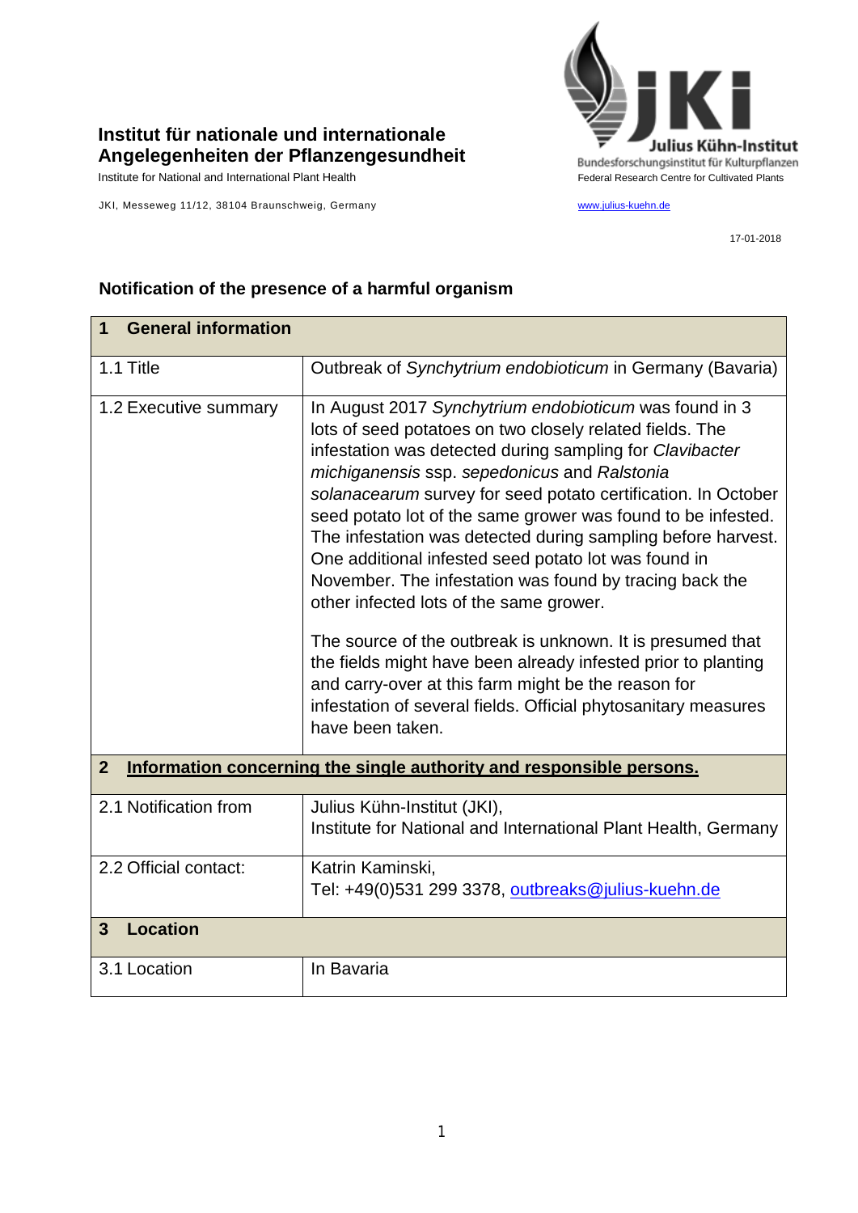**Institut für nationale und internationale Angelegenheiten der Pflanzengesundheit**

Institute for National and International Plant Health

JKI, Messeweg 11/12, 38104 Braunschweig, Germany

Julius Kühn-Institut
Bundesforschungsinstitut für Kulturpflanzen
Federal Research Centre for Cultivated Plants

www.julius-kuehn.de

17-01-2018

## Notification of the presence of a harmful organism

| **1 General information** | |
|---|---|
| 1.1 Title | Outbreak of *Synchytrium endobioticum* in Germany (Bavaria) |
| 1.2 Executive summary | In August 2017 *Synchytrium endobioticum* was found in 3 lots of seed potatoes on two closely related fields. The infestation was detected during sampling for *Clavibacter michiganensis* ssp. *sepedonicus* and *Ralstonia solanacearum* survey for seed potato certification. In October seed potato lot of the same grower was found to be infested. The infestation was detected during sampling before harvest. One additional infested seed potato lot was found in November. The infestation was found by tracing back the other infected lots of the same grower.<br><br>The source of the outbreak is unknown. It is presumed that the fields might have been already infested prior to planting and carry-over at this farm might be the reason for infestation of several fields. Official phytosanitary measures have been taken. |
| **2 Information concerning the single authority and responsible persons.** | |
| 2.1 Notification from | Julius Kühn-Institut (JKI),<br>Institute for National and International Plant Health, Germany |
| 2.2 Official contact: | Katrin Kaminski,<br>Tel: +49(0)531 299 3378, outbreaks@julius-kuehn.de |
| **3 Location** | |
| 3.1 Location | In Bavaria |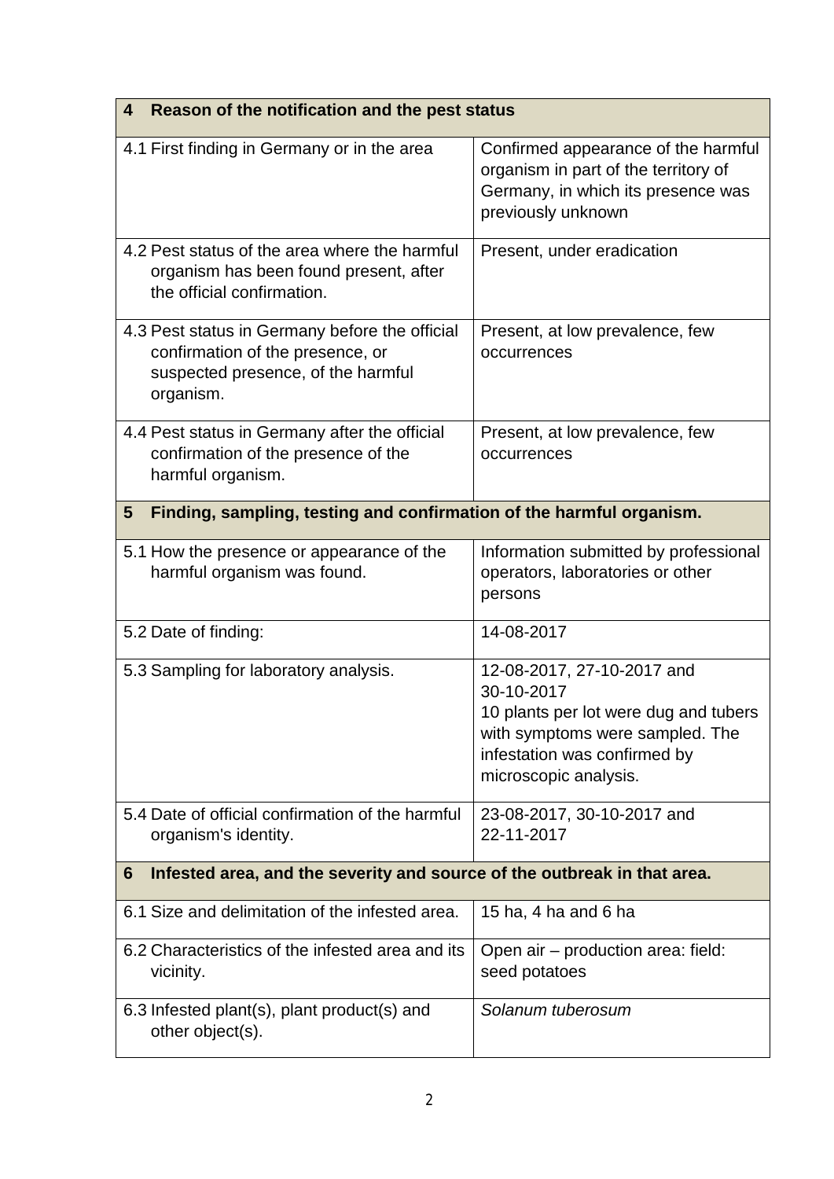| **4 Reason of the notification and the pest status** | |
|---|---|
| 4.1 First finding in Germany or in the area | Confirmed appearance of the harmful organism in part of the territory of Germany, in which its presence was previously unknown |
| 4.2 Pest status of the area where the harmful organism has been found present, after the official confirmation. | Present, under eradication |
| 4.3 Pest status in Germany before the official confirmation of the presence, or suspected presence, of the harmful organism. | Present, at low prevalence, few occurrences |
| 4.4 Pest status in Germany after the official confirmation of the presence of the harmful organism. | Present, at low prevalence, few occurrences |
| **5 Finding, sampling, testing and confirmation of the harmful organism.** | |
| 5.1 How the presence or appearance of the harmful organism was found. | Information submitted by professional operators, laboratories or other persons |
| 5.2 Date of finding: | 14-08-2017 |
| 5.3 Sampling for laboratory analysis. | 12-08-2017, 27-10-2017 and 30-10-2017<br>10 plants per lot were dug and tubers with symptoms were sampled. The infestation was confirmed by microscopic analysis. |
| 5.4 Date of official confirmation of the harmful organism's identity. | 23-08-2017, 30-10-2017 and 22-11-2017 |
| **6 Infested area, and the severity and source of the outbreak in that area.** | |
| 6.1 Size and delimitation of the infested area. | 15 ha, 4 ha and 6 ha |
| 6.2 Characteristics of the infested area and its vicinity. | Open air – production area: field: seed potatoes |
| 6.3 Infested plant(s), plant product(s) and other object(s). | *Solanum tuberosum* |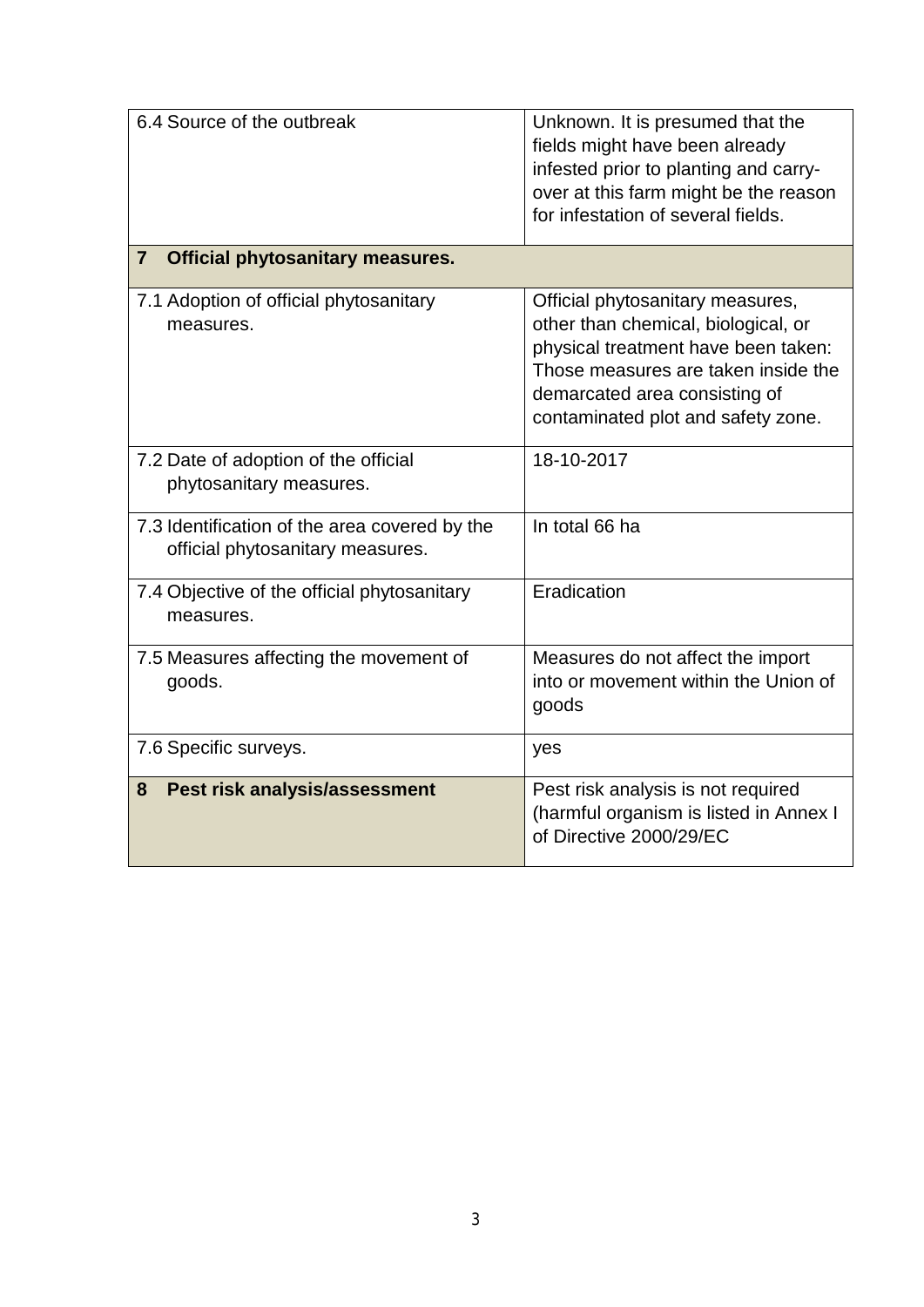| | |
|---|---|
| 6.4 Source of the outbreak | Unknown. It is presumed that the fields might have been already infested prior to planting and carry-over at this farm might be the reason for infestation of several fields. |
| **7 Official phytosanitary measures.** | |
| 7.1 Adoption of official phytosanitary measures. | Official phytosanitary measures, other than chemical, biological, or physical treatment have been taken: Those measures are taken inside the demarcated area consisting of contaminated plot and safety zone. |
| 7.2 Date of adoption of the official phytosanitary measures. | 18-10-2017 |
| 7.3 Identification of the area covered by the official phytosanitary measures. | In total 66 ha |
| 7.4 Objective of the official phytosanitary measures. | Eradication |
| 7.5 Measures affecting the movement of goods. | Measures do not affect the import into or movement within the Union of goods |
| 7.6 Specific surveys. | yes |
| **8 Pest risk analysis/assessment** | Pest risk analysis is not required (harmful organism is listed in Annex I of Directive 2000/29/EC |